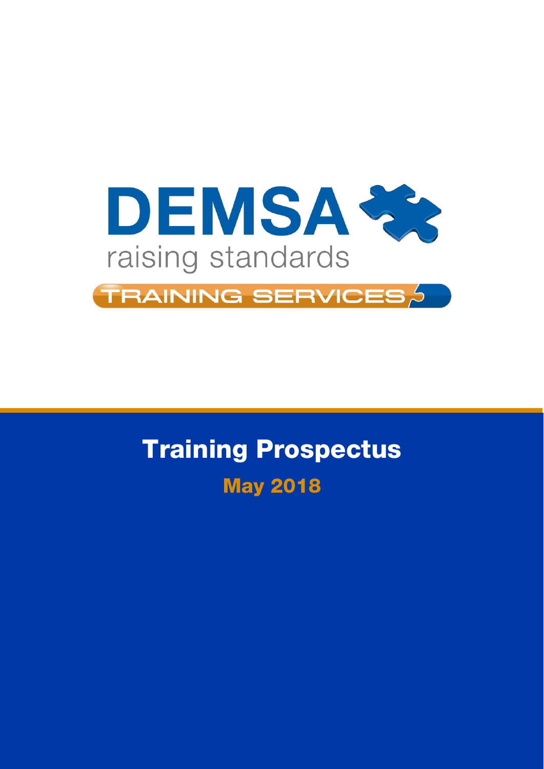DEMSA

raising standards

TRAINING SERVICES

# Training Prospectus

## May 2018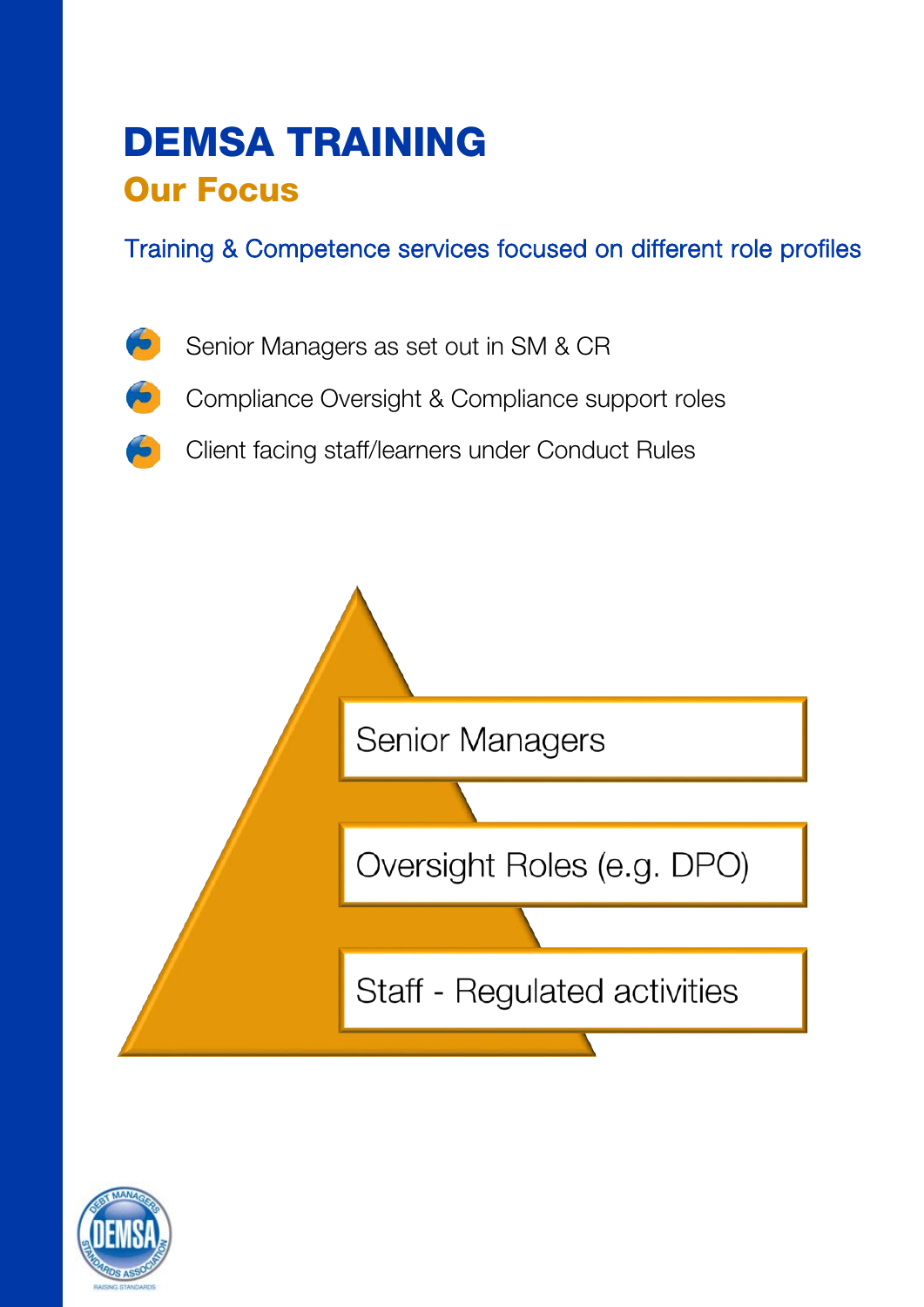# DEMSA TRAINING

## Our Focus

Training & Competence services focused on different role profiles

- Senior Managers as set out in SM & CR
- Compliance Oversight & Compliance support roles
- Client facing staff/learners under Conduct Rules

Senior Managers

Oversight Roles (e.g. DPO)

Staff - Regulated activities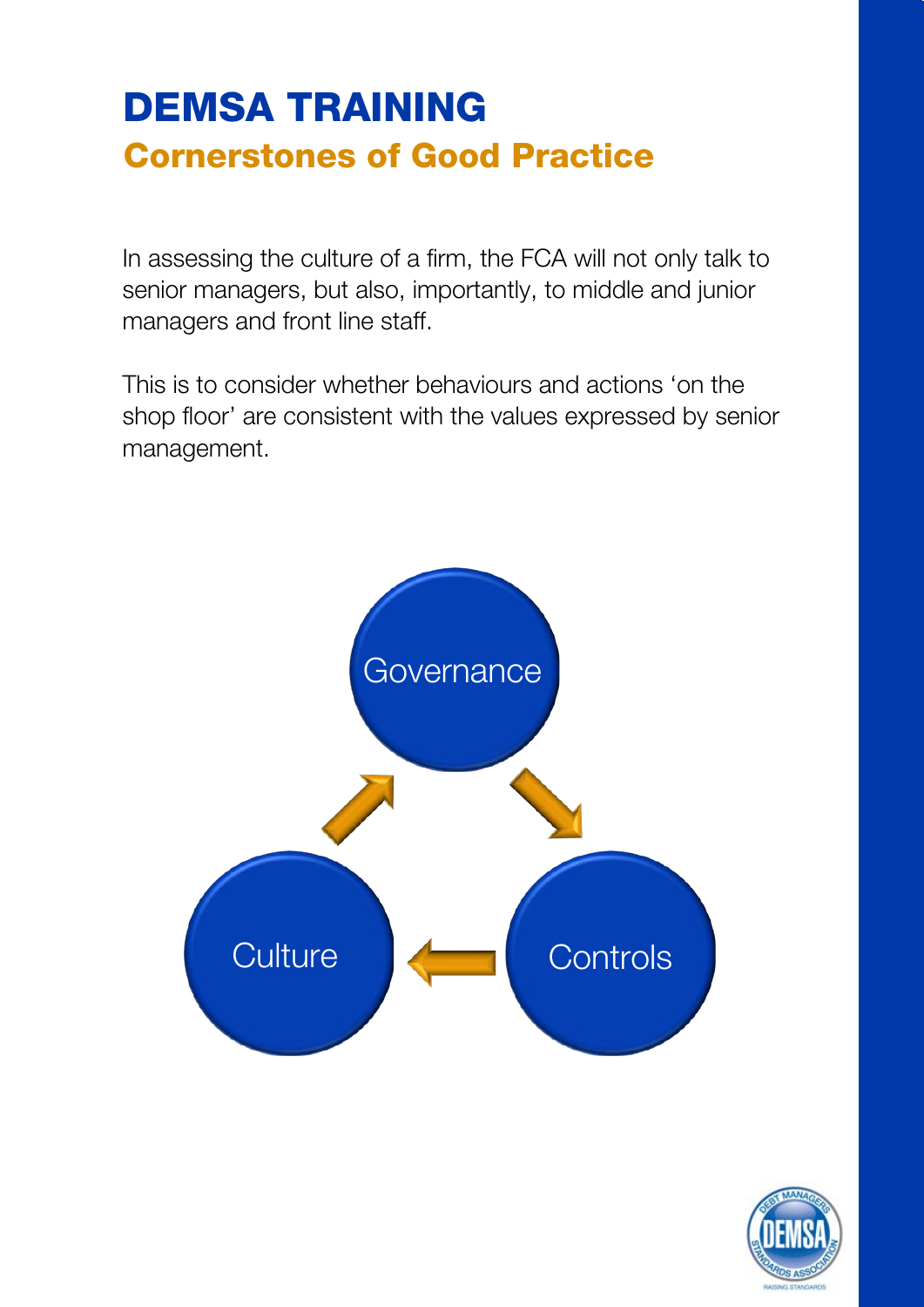# DEMSA TRAINING

## Cornerstones of Good Practice

In assessing the culture of a firm, the FCA will not only talk to senior managers, but also, importantly, to middle and junior managers and front line staff.

This is to consider whether behaviours and actions 'on the shop floor' are consistent with the values expressed by senior management.

Governance

Controls

Culture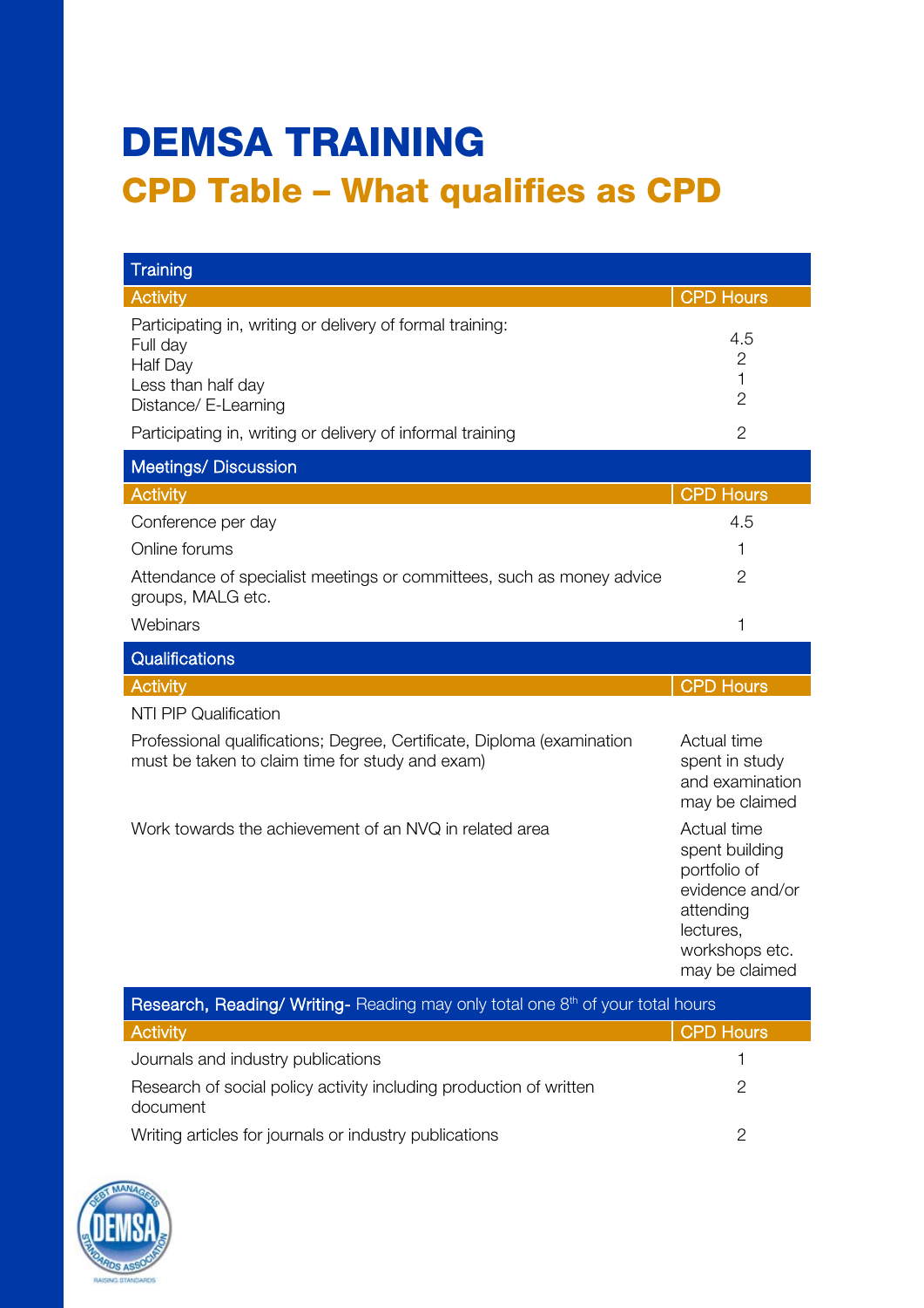# DEMSA TRAINING

## CPD Table – What qualifies as CPD

| Training | |
|---|---|
| **Activity** | **CPD Hours** |
| Participating in, writing or delivery of formal training:<br>Full day<br>Half Day<br>Less than half day<br>Distance/ E-Learning | <br>4.5<br>2<br>1<br>2 |
| Participating in, writing or delivery of informal training | 2 |

| Meetings/ Discussion | |
|---|---|
| **Activity** | **CPD Hours** |
| Conference per day | 4.5 |
| Online forums | 1 |
| Attendance of specialist meetings or committees, such as money advice groups, MALG etc. | 2 |
| Webinars | 1 |

| Qualifications | |
|---|---|
| **Activity** | **CPD Hours** |
| NTI PIP Qualification | |
| Professional qualifications; Degree, Certificate, Diploma (examination must be taken to claim time for study and exam) | Actual time spent in study and examination may be claimed |
| Work towards the achievement of an NVQ in related area | Actual time spent building portfolio of evidence and/or attending lectures, workshops etc. may be claimed |

| Research, Reading/ Writing- Reading may only total one 8th of your total hours | |
|---|---|
| **Activity** | **CPD Hours** |
| Journals and industry publications | 1 |
| Research of social policy activity including production of written document | 2 |
| Writing articles for journals or industry publications | 2 |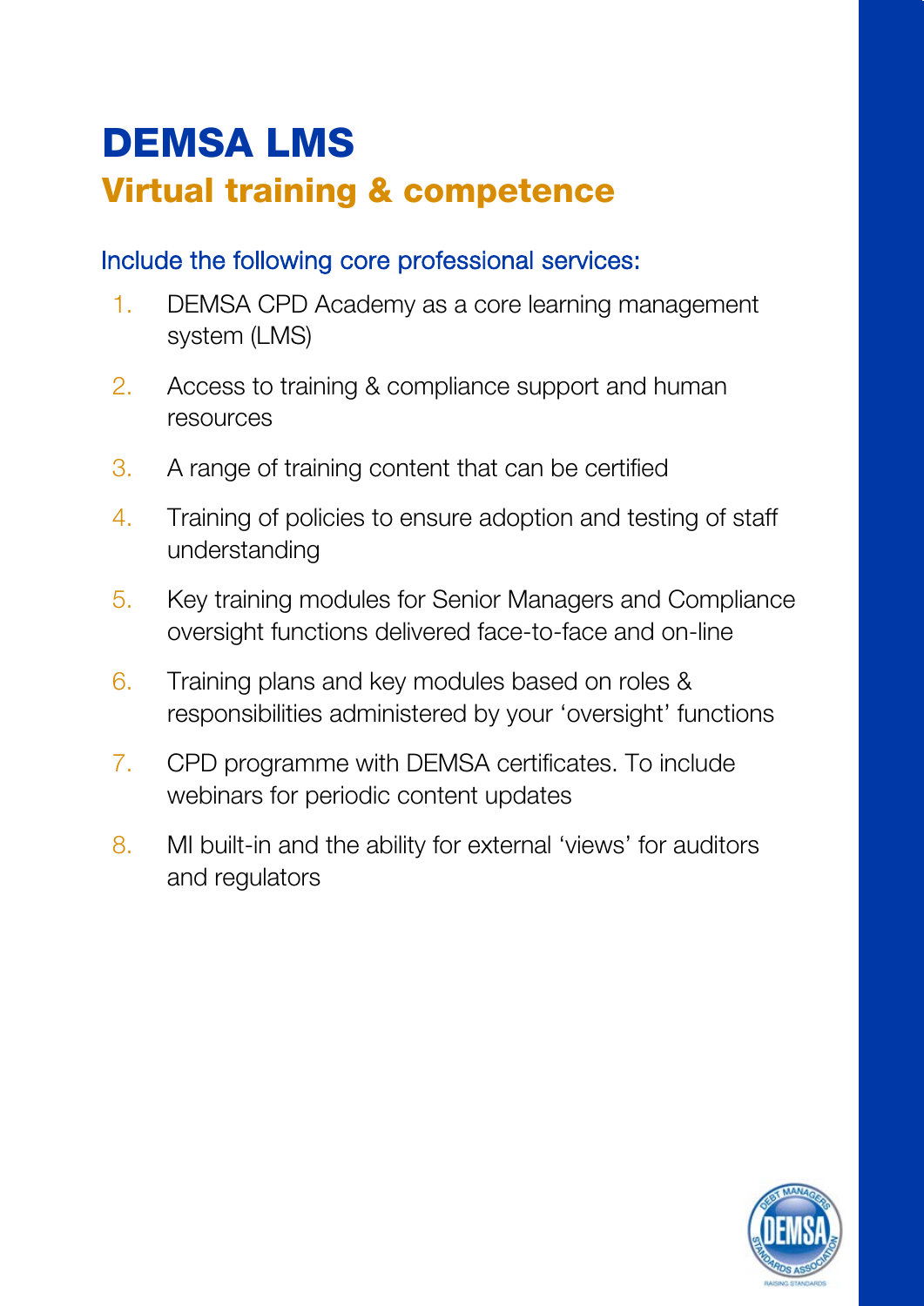# DEMSA LMS

## Virtual training & competence

### Include the following core professional services:

1. DEMSA CPD Academy as a core learning management system (LMS)
2. Access to training & compliance support and human resources
3. A range of training content that can be certified
4. Training of policies to ensure adoption and testing of staff understanding
5. Key training modules for Senior Managers and Compliance oversight functions delivered face-to-face and on-line
6. Training plans and key modules based on roles & responsibilities administered by your 'oversight' functions
7. CPD programme with DEMSA certificates. To include webinars for periodic content updates
8. MI built-in and the ability for external 'views' for auditors and regulators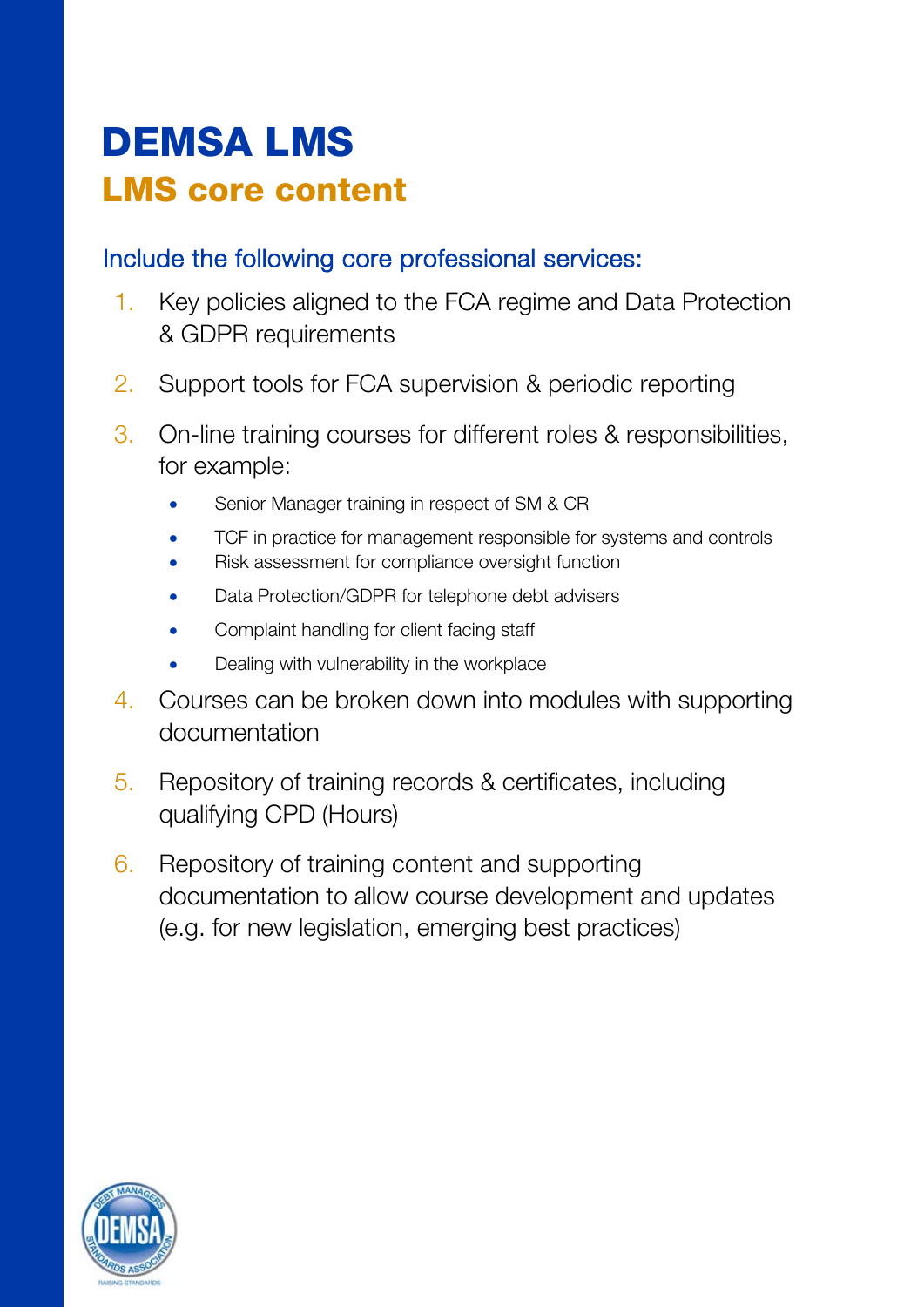# DEMSA LMS

## LMS core content

### Include the following core professional services:

1. Key policies aligned to the FCA regime and Data Protection & GDPR requirements
2. Support tools for FCA supervision & periodic reporting
3. On-line training courses for different roles & responsibilities, for example:
   - Senior Manager training in respect of SM & CR
   - TCF in practice for management responsible for systems and controls
   - Risk assessment for compliance oversight function
   - Data Protection/GDPR for telephone debt advisers
   - Complaint handling for client facing staff
   - Dealing with vulnerability in the workplace
4. Courses can be broken down into modules with supporting documentation
5. Repository of training records & certificates, including qualifying CPD (Hours)
6. Repository of training content and supporting documentation to allow course development and updates (e.g. for new legislation, emerging best practices)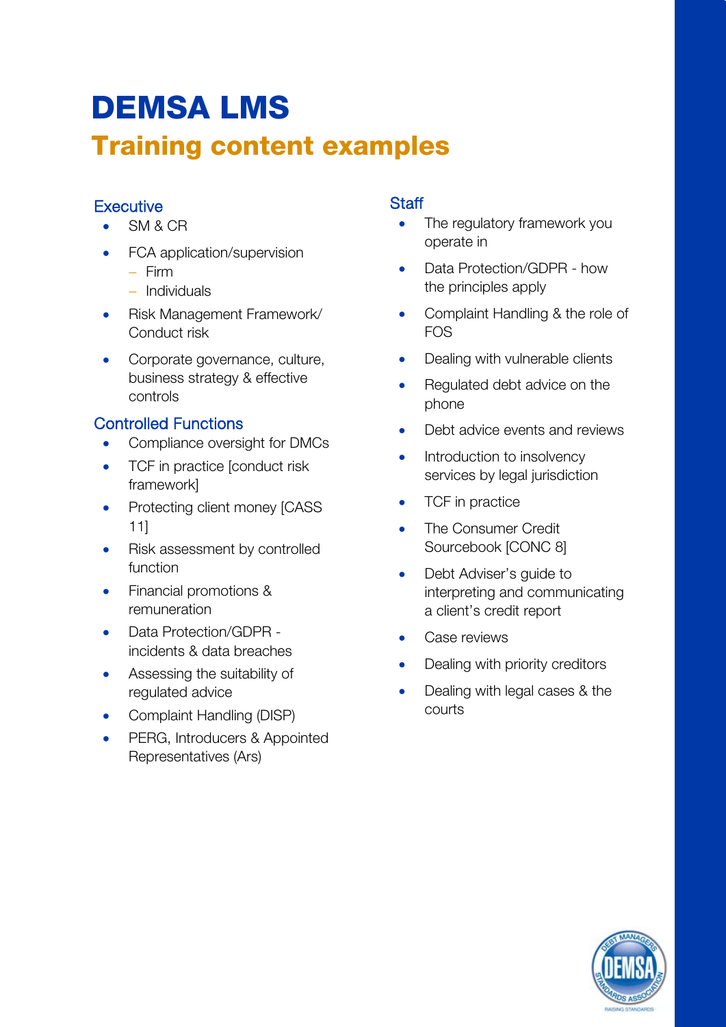# DEMSA LMS

## Training content examples

### Executive

- SM & CR
- FCA application/supervision
  - Firm
  - Individuals
- Risk Management Framework/ Conduct risk
- Corporate governance, culture, business strategy & effective controls

### Controlled Functions

- Compliance oversight for DMCs
- TCF in practice [conduct risk framework]
- Protecting client money [CASS 11]
- Risk assessment by controlled function
- Financial promotions & remuneration
- Data Protection/GDPR - incidents & data breaches
- Assessing the suitability of regulated advice
- Complaint Handling (DISP)
- PERG, Introducers & Appointed Representatives (Ars)

### Staff

- The regulatory framework you operate in
- Data Protection/GDPR - how the principles apply
- Complaint Handling & the role of FOS
- Dealing with vulnerable clients
- Regulated debt advice on the phone
- Debt advice events and reviews
- Introduction to insolvency services by legal jurisdiction
- TCF in practice
- The Consumer Credit Sourcebook [CONC 8]
- Debt Adviser's guide to interpreting and communicating a client's credit report
- Case reviews
- Dealing with priority creditors
- Dealing with legal cases & the courts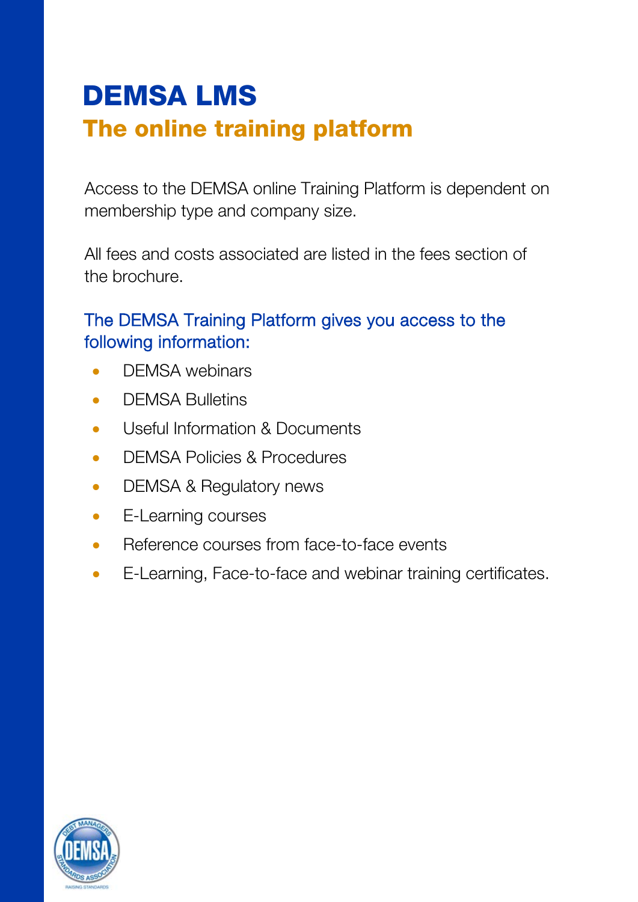# DEMSA LMS
## The online training platform

Access to the DEMSA online Training Platform is dependent on membership type and company size.

All fees and costs associated are listed in the fees section of the brochure.

### The DEMSA Training Platform gives you access to the following information:

- DEMSA webinars
- DEMSA Bulletins
- Useful Information & Documents
- DEMSA Policies & Procedures
- DEMSA & Regulatory news
- E-Learning courses
- Reference courses from face-to-face events
- E-Learning, Face-to-face and webinar training certificates.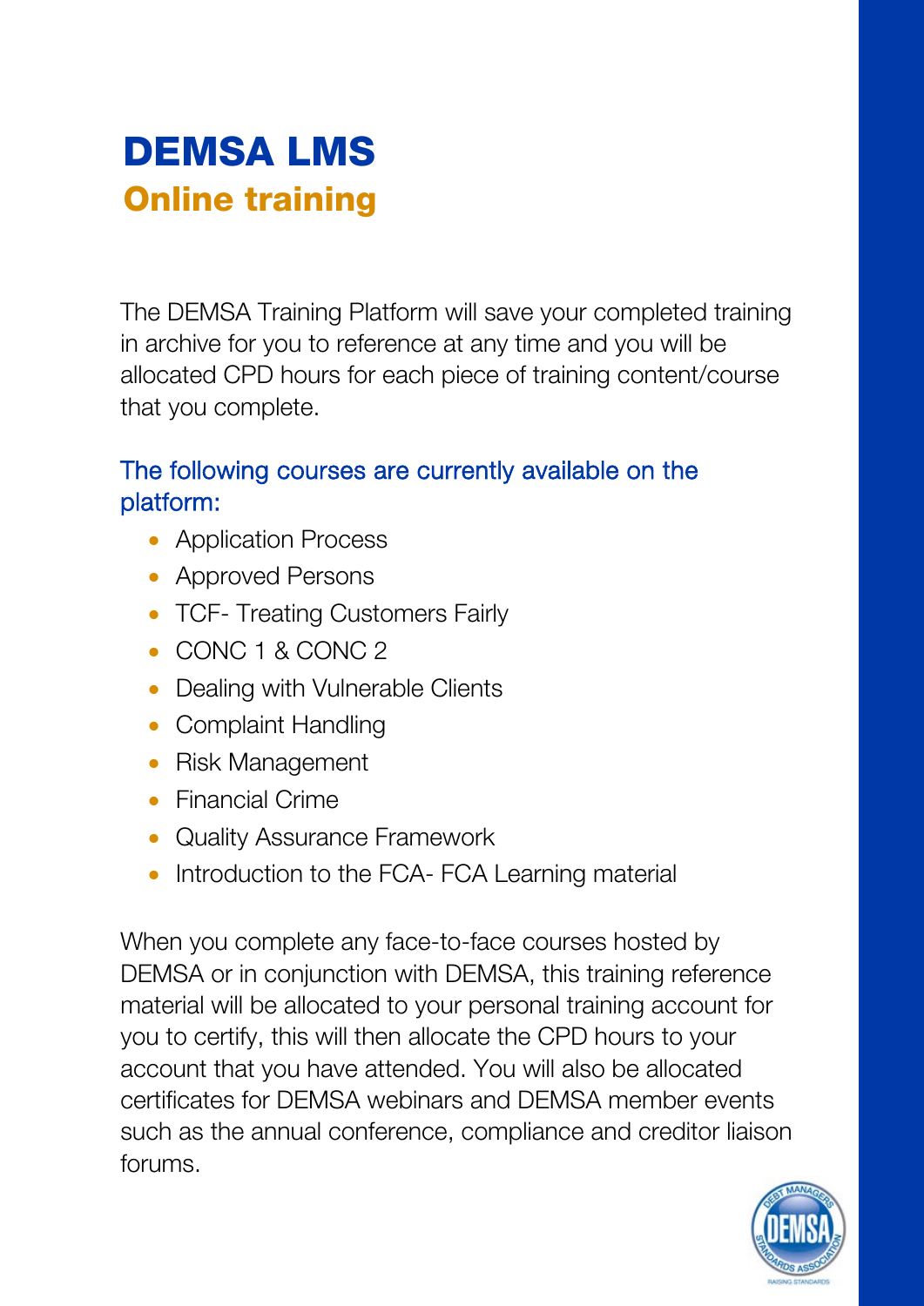# DEMSA LMS
## Online training

The DEMSA Training Platform will save your completed training in archive for you to reference at any time and you will be allocated CPD hours for each piece of training content/course that you complete.

### The following courses are currently available on the platform:

- Application Process
- Approved Persons
- TCF- Treating Customers Fairly
- CONC 1 & CONC 2
- Dealing with Vulnerable Clients
- Complaint Handling
- Risk Management
- Financial Crime
- Quality Assurance Framework
- Introduction to the FCA- FCA Learning material

When you complete any face-to-face courses hosted by DEMSA or in conjunction with DEMSA, this training reference material will be allocated to your personal training account for you to certify, this will then allocate the CPD hours to your account that you have attended. You will also be allocated certificates for DEMSA webinars and DEMSA member events such as the annual conference, compliance and creditor liaison forums.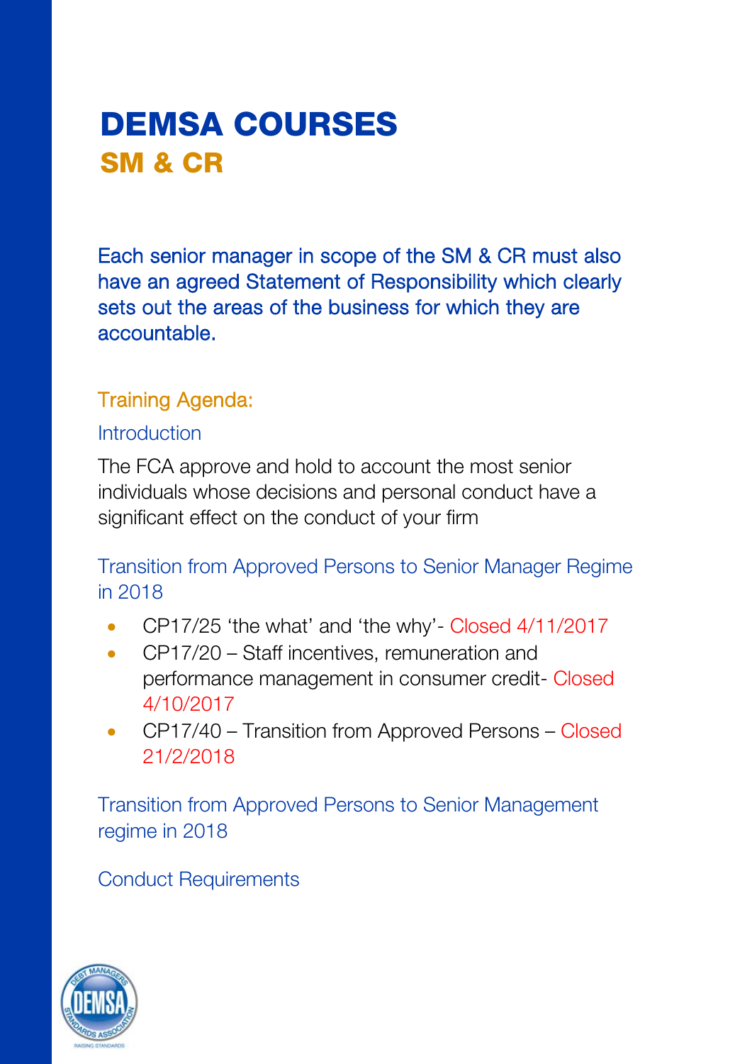# DEMSA COURSES

## SM & CR

Each senior manager in scope of the SM & CR must also have an agreed Statement of Responsibility which clearly sets out the areas of the business for which they are accountable.

### Training Agenda:

#### Introduction

The FCA approve and hold to account the most senior individuals whose decisions and personal conduct have a significant effect on the conduct of your firm

#### Transition from Approved Persons to Senior Manager Regime in 2018

- CP17/25 'the what' and 'the why'- Closed 4/11/2017
- CP17/20 – Staff incentives, remuneration and performance management in consumer credit- Closed 4/10/2017
- CP17/40 – Transition from Approved Persons – Closed 21/2/2018

#### Transition from Approved Persons to Senior Management regime in 2018

#### Conduct Requirements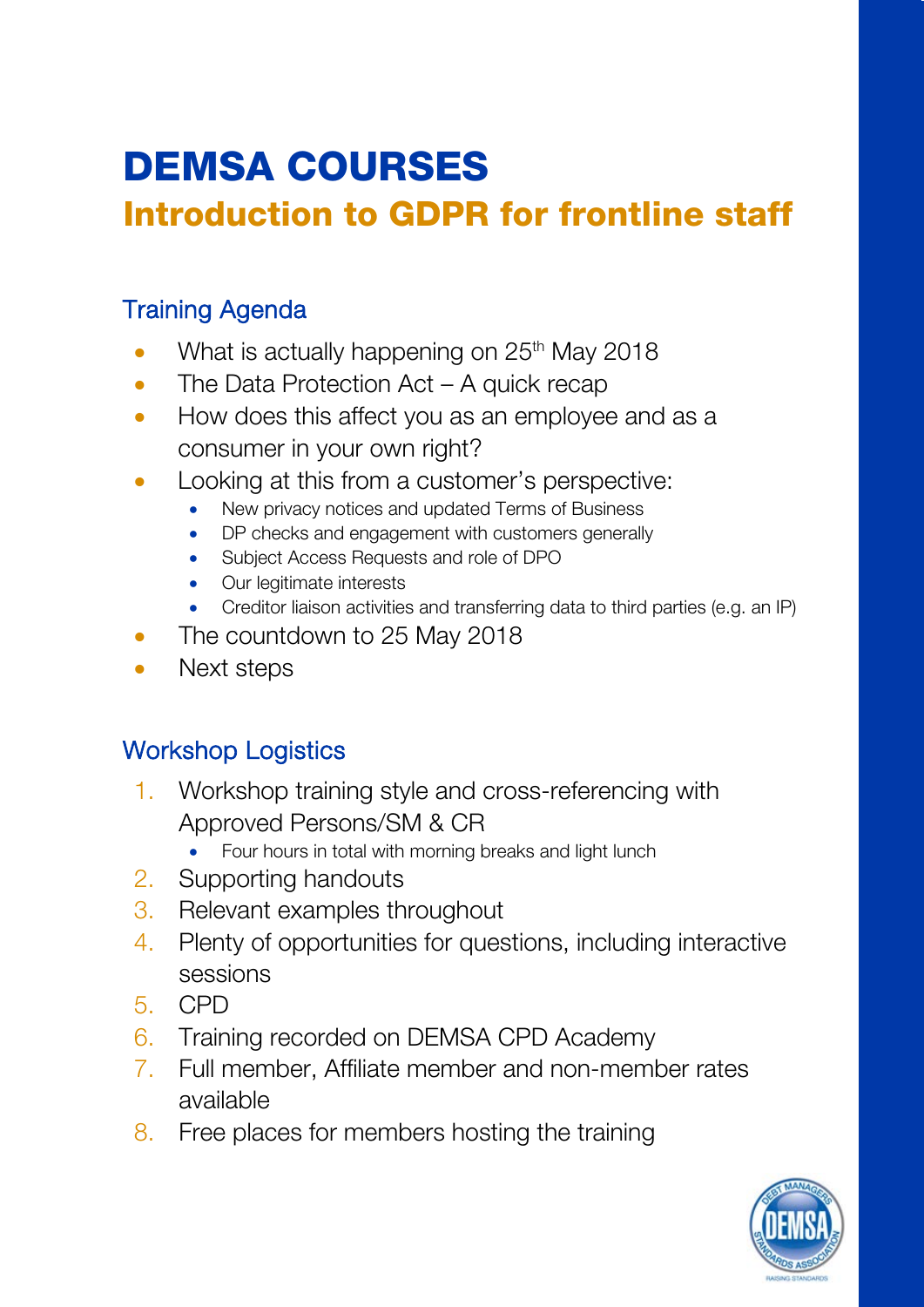# DEMSA COURSES

## Introduction to GDPR for frontline staff

### Training Agenda

- What is actually happening on 25th May 2018
- The Data Protection Act – A quick recap
- How does this affect you as an employee and as a consumer in your own right?
- Looking at this from a customer's perspective:
  - New privacy notices and updated Terms of Business
  - DP checks and engagement with customers generally
  - Subject Access Requests and role of DPO
  - Our legitimate interests
  - Creditor liaison activities and transferring data to third parties (e.g. an IP)
- The countdown to 25 May 2018
- Next steps

### Workshop Logistics

1. Workshop training style and cross-referencing with Approved Persons/SM & CR
   - Four hours in total with morning breaks and light lunch
2. Supporting handouts
3. Relevant examples throughout
4. Plenty of opportunities for questions, including interactive sessions
5. CPD
6. Training recorded on DEMSA CPD Academy
7. Full member, Affiliate member and non-member rates available
8. Free places for members hosting the training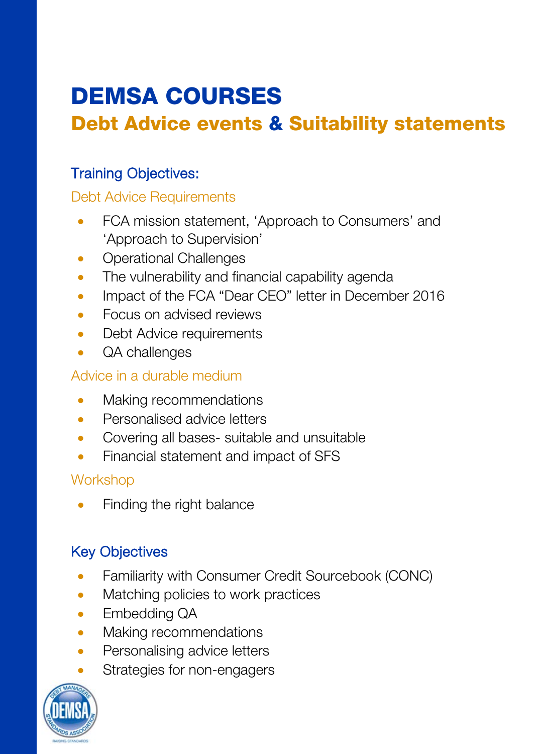# DEMSA COURSES

## Debt Advice events & Suitability statements

### Training Objectives:

#### Debt Advice Requirements

- FCA mission statement, 'Approach to Consumers' and 'Approach to Supervision'
- Operational Challenges
- The vulnerability and financial capability agenda
- Impact of the FCA "Dear CEO" letter in December 2016
- Focus on advised reviews
- Debt Advice requirements
- QA challenges

#### Advice in a durable medium

- Making recommendations
- Personalised advice letters
- Covering all bases- suitable and unsuitable
- Financial statement and impact of SFS

#### Workshop

- Finding the right balance

### Key Objectives

- Familiarity with Consumer Credit Sourcebook (CONC)
- Matching policies to work practices
- Embedding QA
- Making recommendations
- Personalising advice letters
- Strategies for non-engagers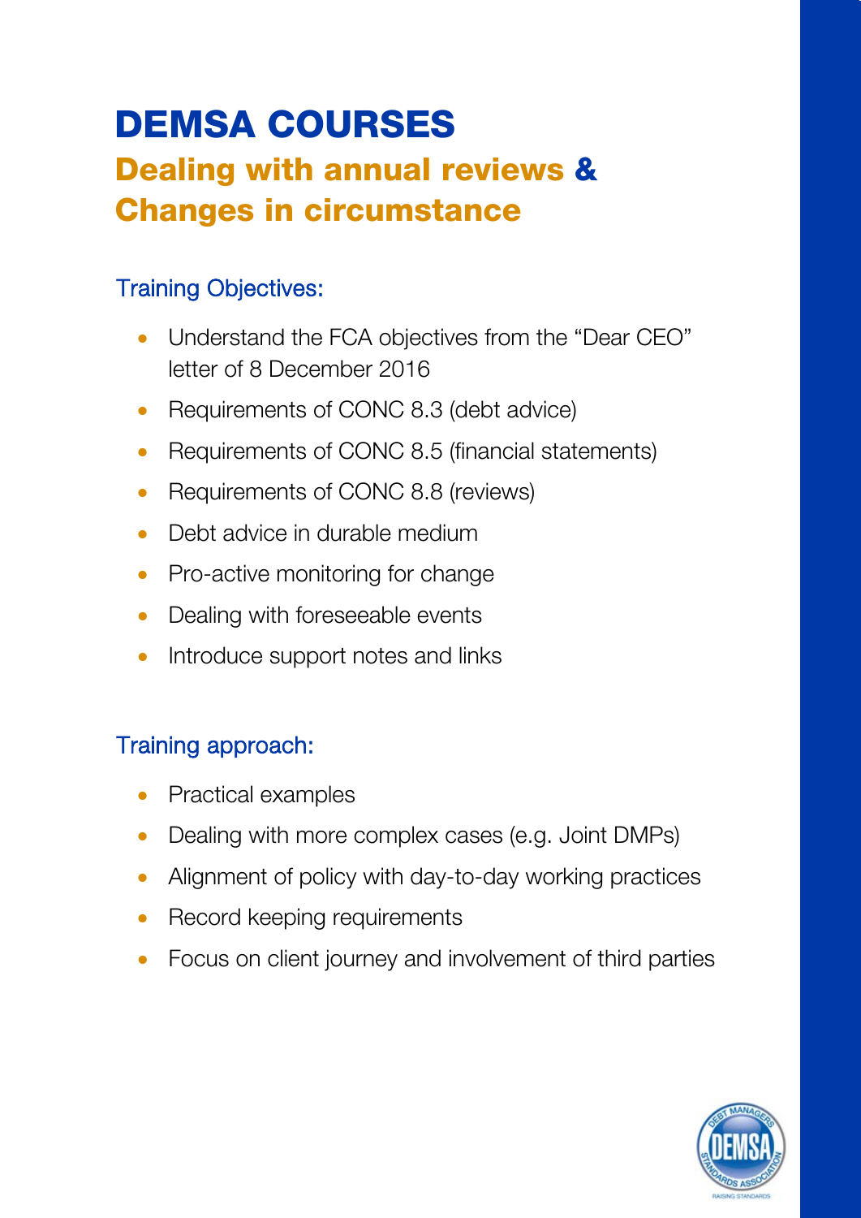# DEMSA COURSES

## Dealing with annual reviews & Changes in circumstance

### Training Objectives:

- Understand the FCA objectives from the "Dear CEO" letter of 8 December 2016
- Requirements of CONC 8.3 (debt advice)
- Requirements of CONC 8.5 (financial statements)
- Requirements of CONC 8.8 (reviews)
- Debt advice in durable medium
- Pro-active monitoring for change
- Dealing with foreseeable events
- Introduce support notes and links

### Training approach:

- Practical examples
- Dealing with more complex cases (e.g. Joint DMPs)
- Alignment of policy with day-to-day working practices
- Record keeping requirements
- Focus on client journey and involvement of third parties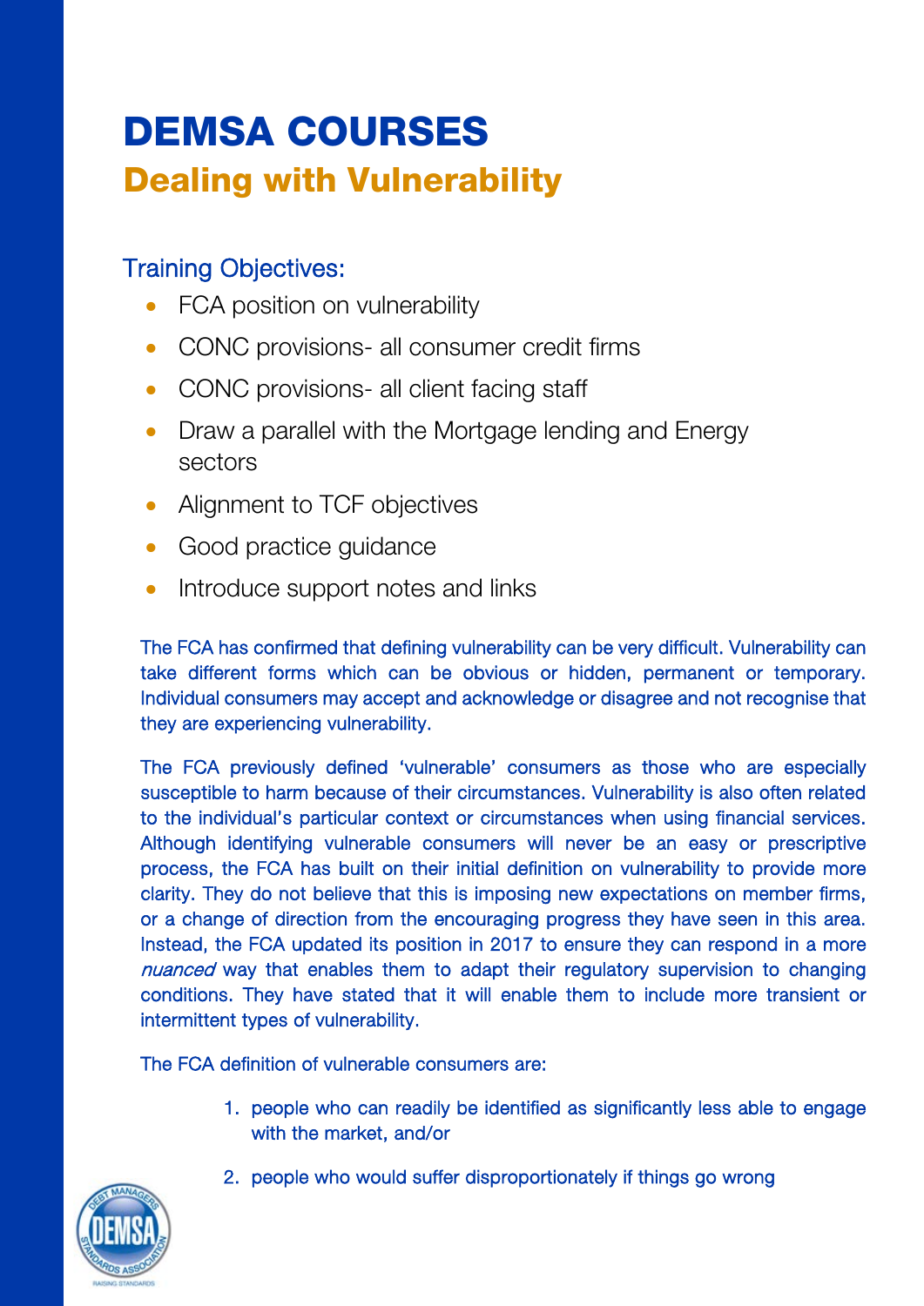# DEMSA COURSES

## Dealing with Vulnerability

### Training Objectives:

- FCA position on vulnerability
- CONC provisions- all consumer credit firms
- CONC provisions- all client facing staff
- Draw a parallel with the Mortgage lending and Energy sectors
- Alignment to TCF objectives
- Good practice guidance
- Introduce support notes and links

The FCA has confirmed that defining vulnerability can be very difficult. Vulnerability can take different forms which can be obvious or hidden, permanent or temporary. Individual consumers may accept and acknowledge or disagree and not recognise that they are experiencing vulnerability.

The FCA previously defined 'vulnerable' consumers as those who are especially susceptible to harm because of their circumstances. Vulnerability is also often related to the individual's particular context or circumstances when using financial services. Although identifying vulnerable consumers will never be an easy or prescriptive process, the FCA has built on their initial definition on vulnerability to provide more clarity. They do not believe that this is imposing new expectations on member firms, or a change of direction from the encouraging progress they have seen in this area. Instead, the FCA updated its position in 2017 to ensure they can respond in a more *nuanced* way that enables them to adapt their regulatory supervision to changing conditions. They have stated that it will enable them to include more transient or intermittent types of vulnerability.

The FCA definition of vulnerable consumers are:

1. people who can readily be identified as significantly less able to engage with the market, and/or
2. people who would suffer disproportionately if things go wrong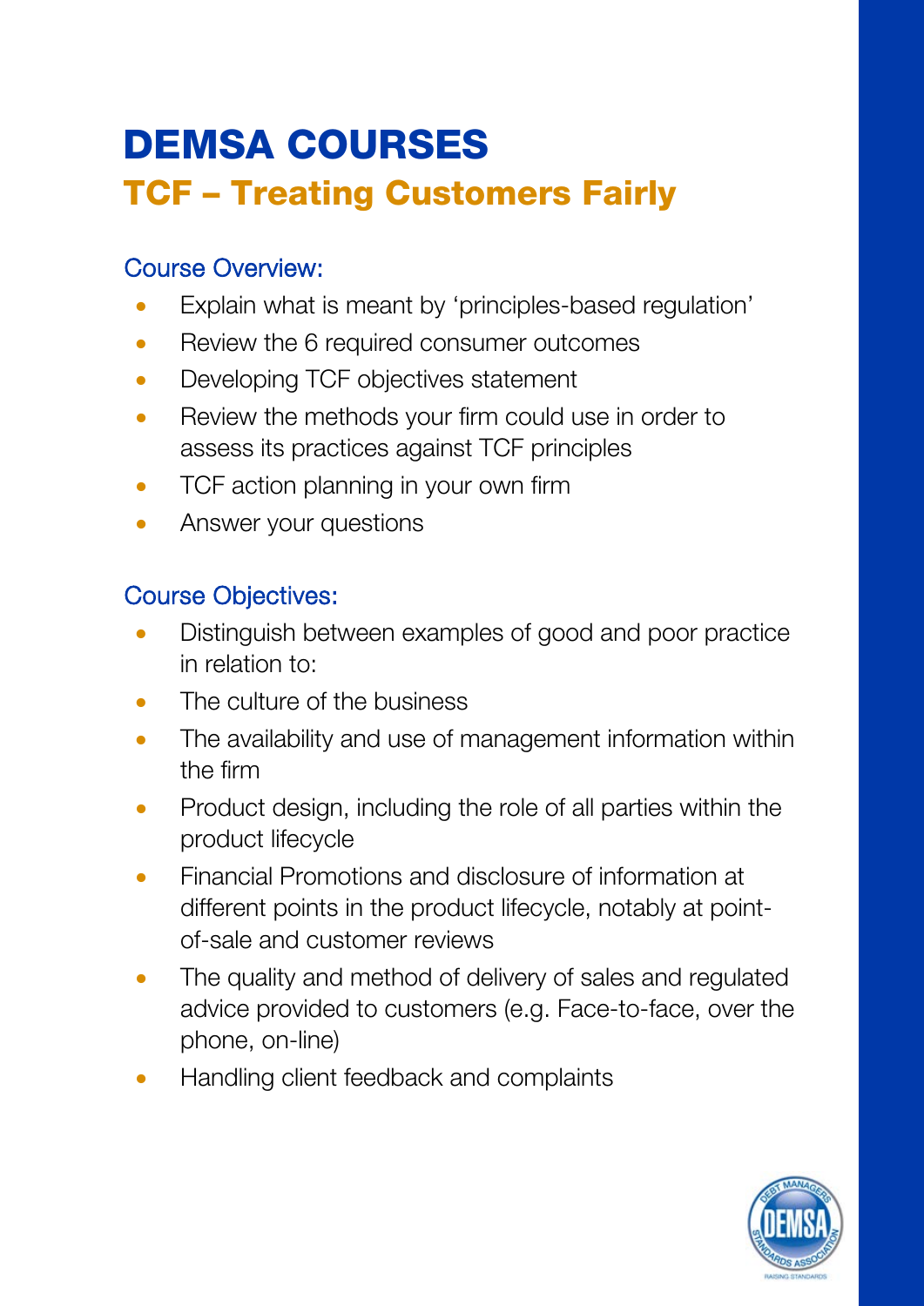# DEMSA COURSES

## TCF – Treating Customers Fairly

### Course Overview:

- Explain what is meant by ‘principles-based regulation’
- Review the 6 required consumer outcomes
- Developing TCF objectives statement
- Review the methods your firm could use in order to assess its practices against TCF principles
- TCF action planning in your own firm
- Answer your questions

### Course Objectives:

- Distinguish between examples of good and poor practice in relation to:
- The culture of the business
- The availability and use of management information within the firm
- Product design, including the role of all parties within the product lifecycle
- Financial Promotions and disclosure of information at different points in the product lifecycle, notably at point-of-sale and customer reviews
- The quality and method of delivery of sales and regulated advice provided to customers (e.g. Face-to-face, over the phone, on-line)
- Handling client feedback and complaints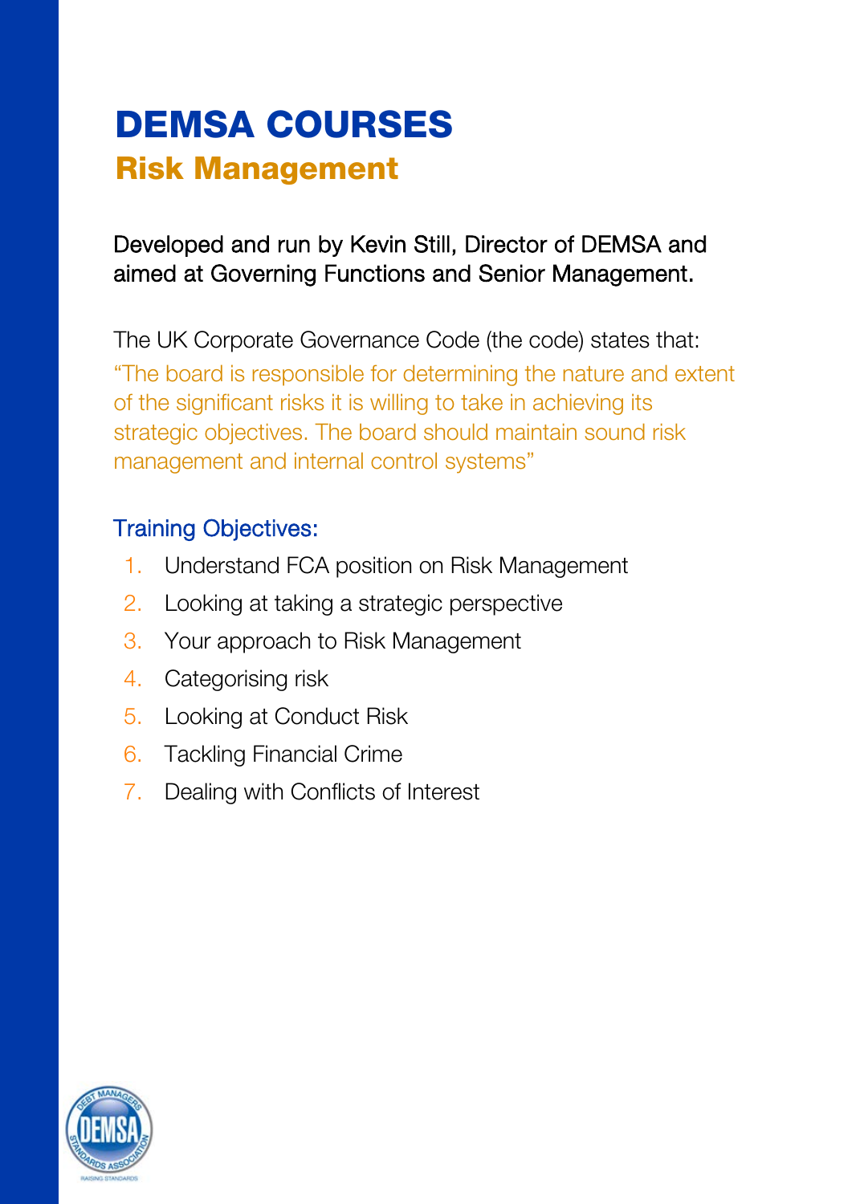# DEMSA COURSES

## Risk Management

Developed and run by Kevin Still, Director of DEMSA and aimed at Governing Functions and Senior Management.

The UK Corporate Governance Code (the code) states that:

"The board is responsible for determining the nature and extent of the significant risks it is willing to take in achieving its strategic objectives. The board should maintain sound risk management and internal control systems"

### Training Objectives:

1. Understand FCA position on Risk Management
2. Looking at taking a strategic perspective
3. Your approach to Risk Management
4. Categorising risk
5. Looking at Conduct Risk
6. Tackling Financial Crime
7. Dealing with Conflicts of Interest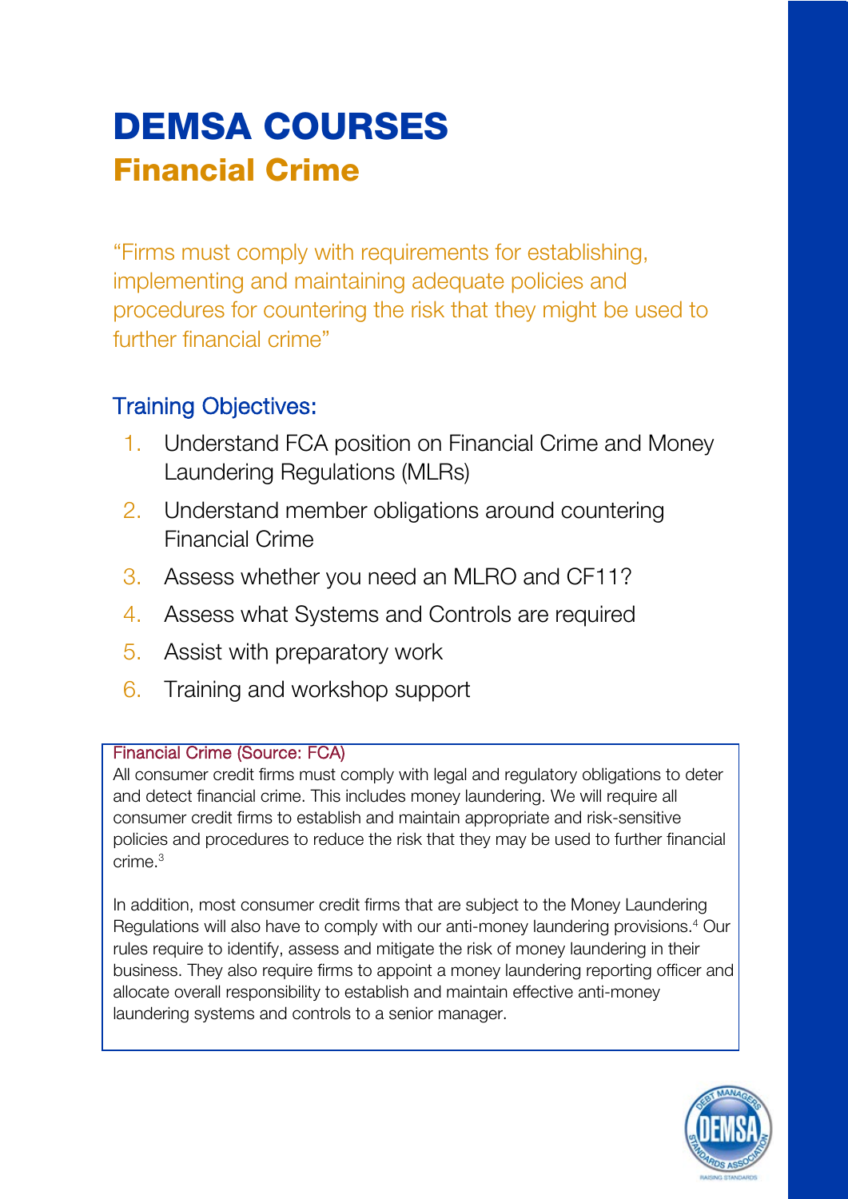# DEMSA COURSES

## Financial Crime

"Firms must comply with requirements for establishing, implementing and maintaining adequate policies and procedures for countering the risk that they might be used to further financial crime"

### Training Objectives:

1. Understand FCA position on Financial Crime and Money Laundering Regulations (MLRs)
2. Understand member obligations around countering Financial Crime
3. Assess whether you need an MLRO and CF11?
4. Assess what Systems and Controls are required
5. Assist with preparatory work
6. Training and workshop support

**Financial Crime (Source: FCA)**

All consumer credit firms must comply with legal and regulatory obligations to deter and detect financial crime. This includes money laundering. We will require all consumer credit firms to establish and maintain appropriate and risk-sensitive policies and procedures to reduce the risk that they may be used to further financial crime.[3]

In addition, most consumer credit firms that are subject to the Money Laundering Regulations will also have to comply with our anti-money laundering provisions.[4] Our rules require to identify, assess and mitigate the risk of money laundering in their business. They also require firms to appoint a money laundering reporting officer and allocate overall responsibility to establish and maintain effective anti-money laundering systems and controls to a senior manager.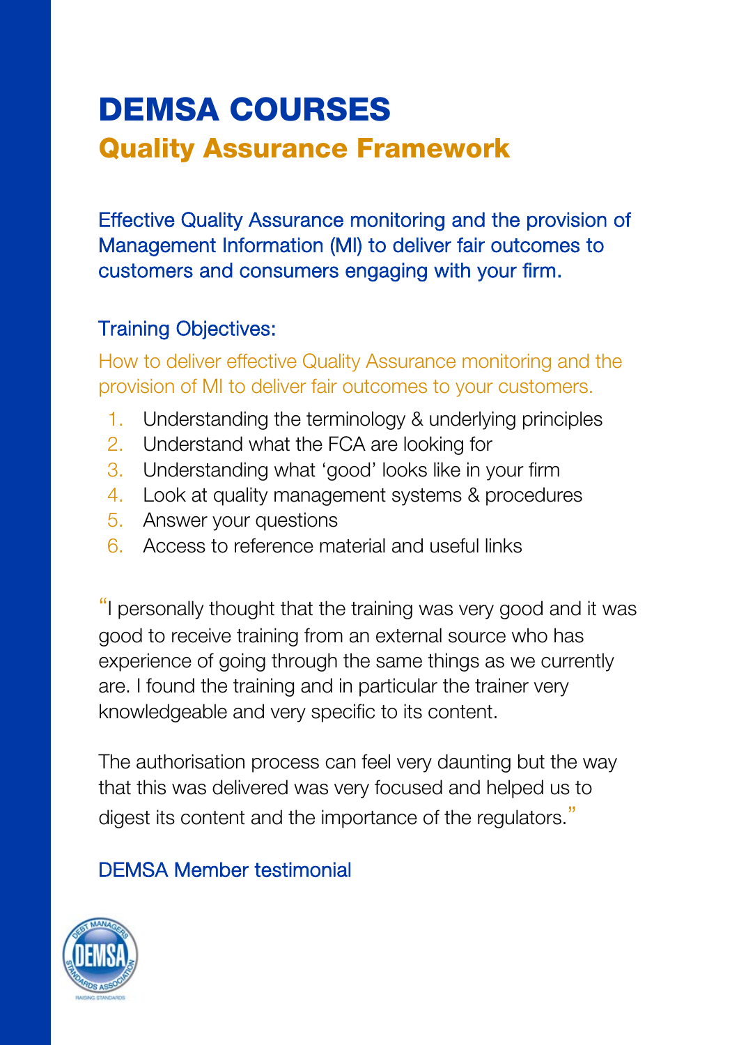# DEMSA COURSES

## Quality Assurance Framework

Effective Quality Assurance monitoring and the provision of Management Information (MI) to deliver fair outcomes to customers and consumers engaging with your firm.

### Training Objectives:

How to deliver effective Quality Assurance monitoring and the provision of MI to deliver fair outcomes to your customers.

1. Understanding the terminology & underlying principles
2. Understand what the FCA are looking for
3. Understanding what 'good' looks like in your firm
4. Look at quality management systems & procedures
5. Answer your questions
6. Access to reference material and useful links

"I personally thought that the training was very good and it was good to receive training from an external source who has experience of going through the same things as we currently are. I found the training and in particular the trainer very knowledgeable and very specific to its content.

The authorisation process can feel very daunting but the way that this was delivered was very focused and helped us to digest its content and the importance of the regulators."

DEMSA Member testimonial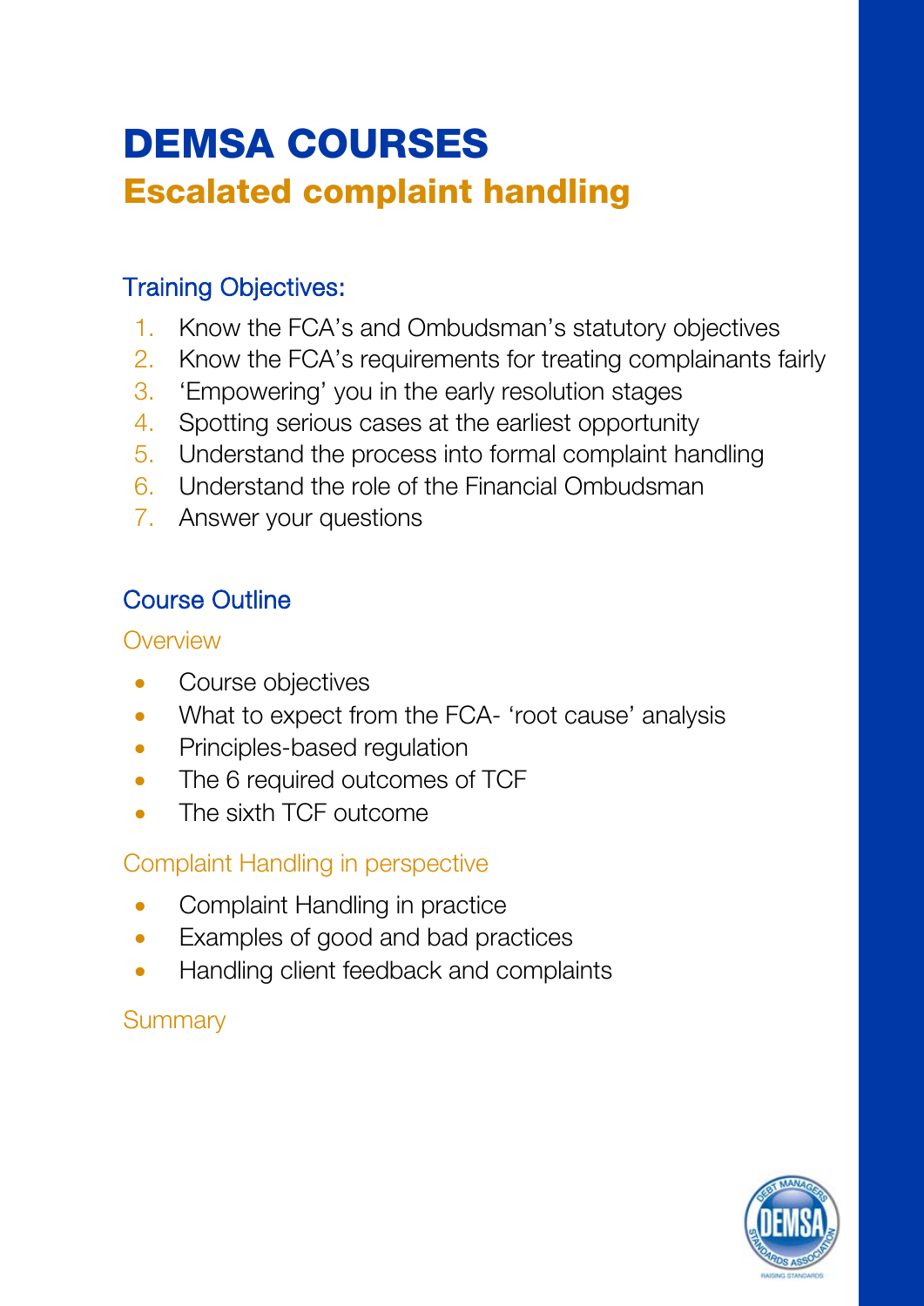# DEMSA COURSES

## Escalated complaint handling

### Training Objectives:

1. Know the FCA's and Ombudsman's statutory objectives
2. Know the FCA's requirements for treating complainants fairly
3. 'Empowering' you in the early resolution stages
4. Spotting serious cases at the earliest opportunity
5. Understand the process into formal complaint handling
6. Understand the role of the Financial Ombudsman
7. Answer your questions

### Course Outline

#### Overview

- Course objectives
- What to expect from the FCA- 'root cause' analysis
- Principles-based regulation
- The 6 required outcomes of TCF
- The sixth TCF outcome

#### Complaint Handling in perspective

- Complaint Handling in practice
- Examples of good and bad practices
- Handling client feedback and complaints

#### Summary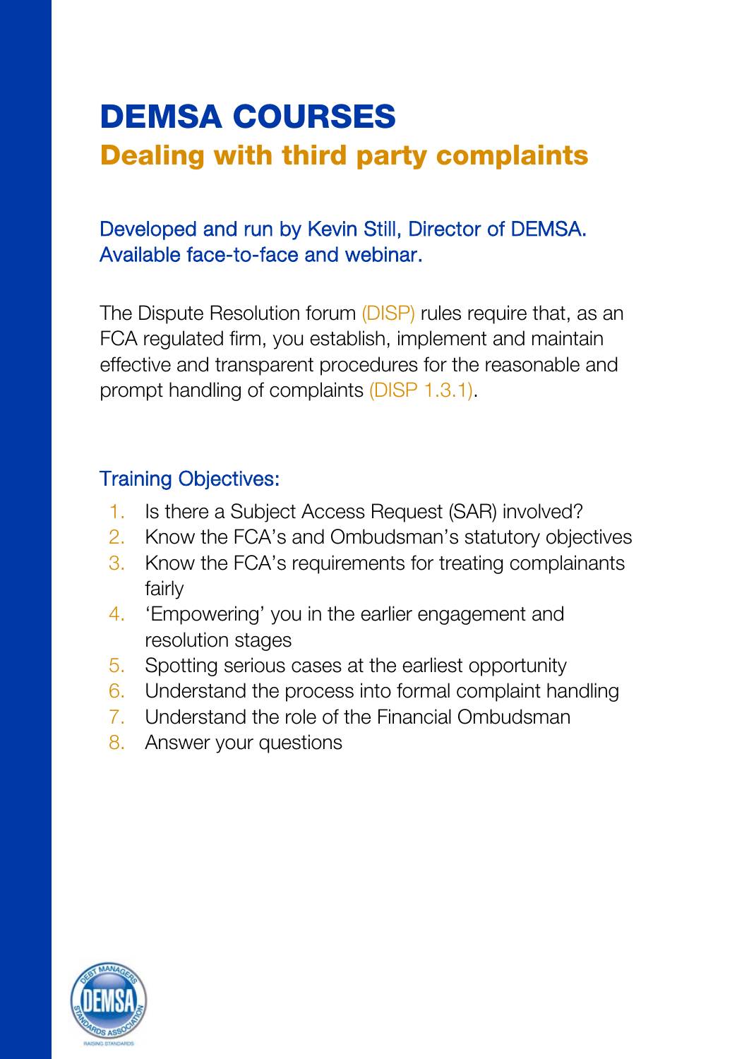# DEMSA COURSES

## Dealing with third party complaints

Developed and run by Kevin Still, Director of DEMSA.
Available face-to-face and webinar.

The Dispute Resolution forum (DISP) rules require that, as an FCA regulated firm, you establish, implement and maintain effective and transparent procedures for the reasonable and prompt handling of complaints (DISP 1.3.1).

### Training Objectives:

1. Is there a Subject Access Request (SAR) involved?
2. Know the FCA's and Ombudsman's statutory objectives
3. Know the FCA's requirements for treating complainants fairly
4. 'Empowering' you in the earlier engagement and resolution stages
5. Spotting serious cases at the earliest opportunity
6. Understand the process into formal complaint handling
7. Understand the role of the Financial Ombudsman
8. Answer your questions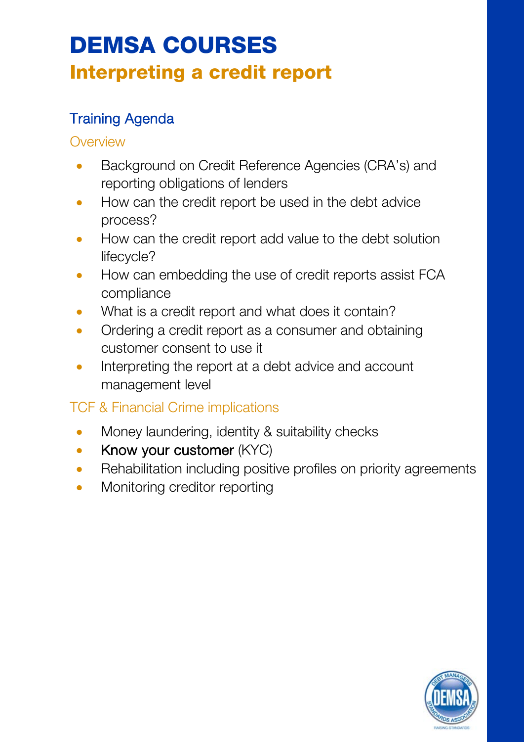# DEMSA COURSES

## Interpreting a credit report

### Training Agenda

#### Overview

- Background on Credit Reference Agencies (CRA's) and reporting obligations of lenders
- How can the credit report be used in the debt advice process?
- How can the credit report add value to the debt solution lifecycle?
- How can embedding the use of credit reports assist FCA compliance
- What is a credit report and what does it contain?
- Ordering a credit report as a consumer and obtaining customer consent to use it
- Interpreting the report at a debt advice and account management level

#### TCF & Financial Crime implications

- Money laundering, identity & suitability checks
- Know your customer (KYC)
- Rehabilitation including positive profiles on priority agreements
- Monitoring creditor reporting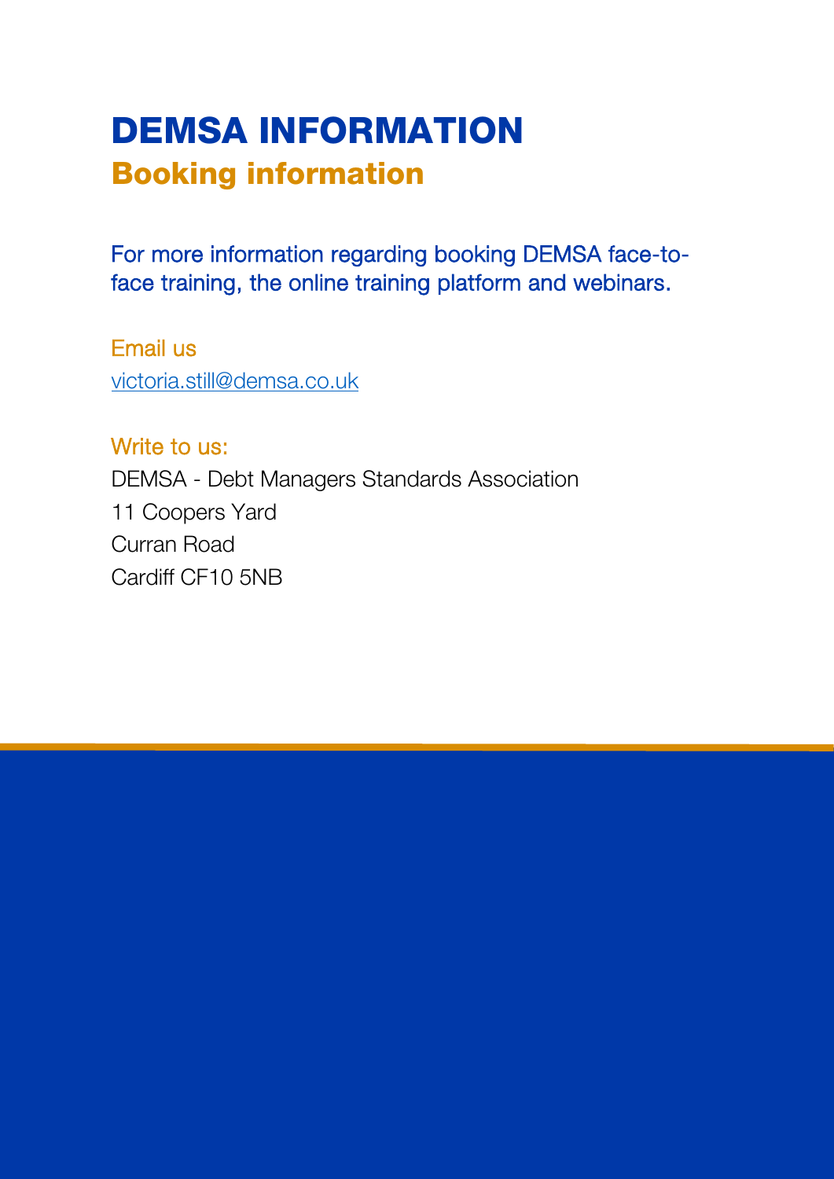# DEMSA INFORMATION

## Booking information

For more information regarding booking DEMSA face-to-face training, the online training platform and webinars.

Email us

victoria.still@demsa.co.uk

Write to us:

DEMSA - Debt Managers Standards Association
11 Coopers Yard
Curran Road
Cardiff CF10 5NB